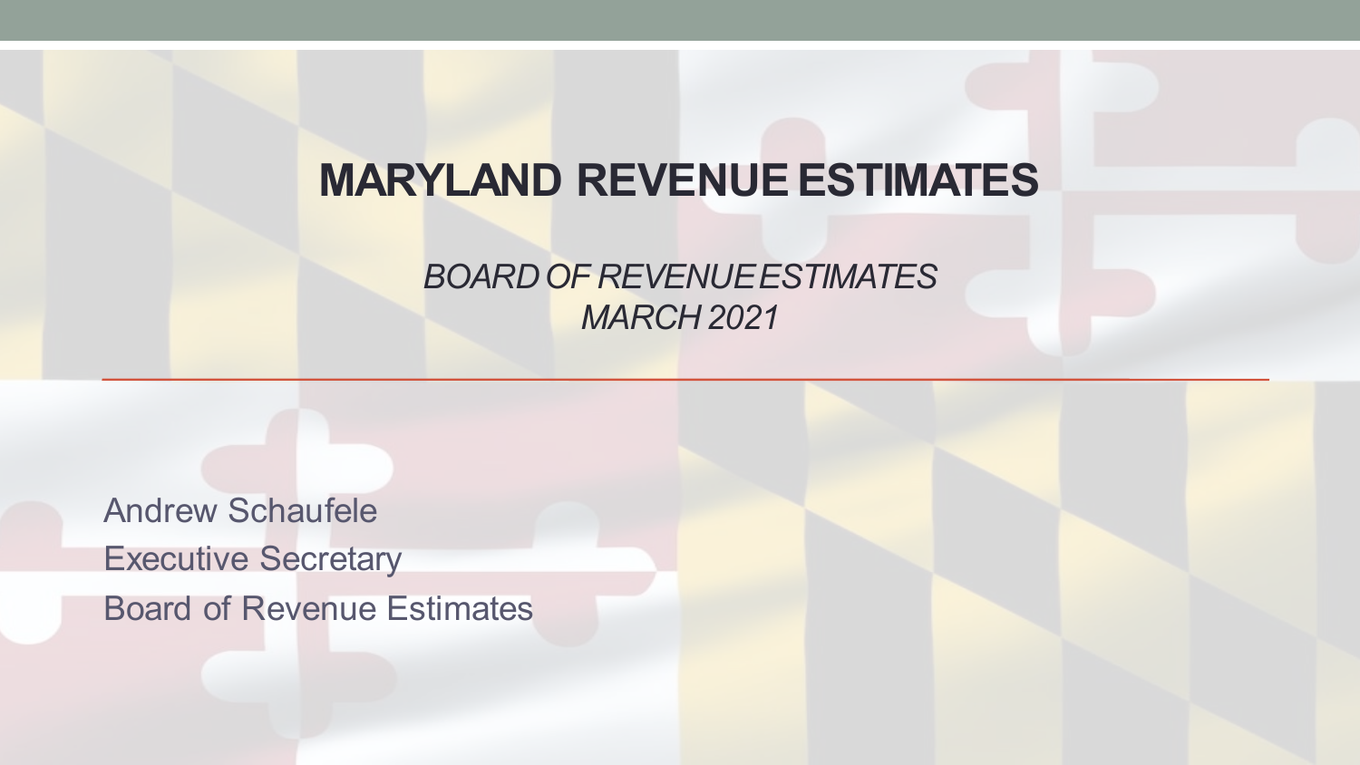# MARYLAND REVENUE ESTIMATES

*BOARD OF REVENUE ESTIMATES*
*MARCH 2021*

Andrew Schaufele
Executive Secretary
Board of Revenue Estimates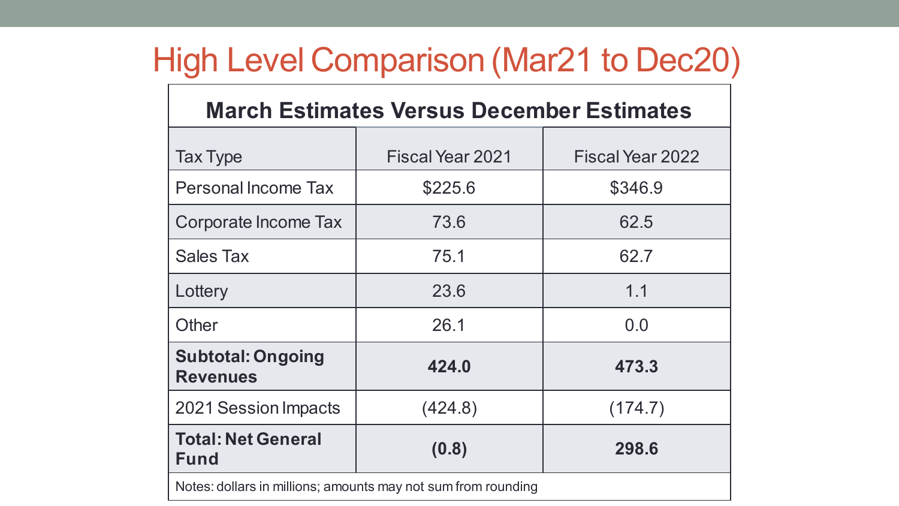# High Level Comparison (Mar21 to Dec20)

| March Estimates Versus December Estimates | | |
|---|---|---|
| Tax Type | Fiscal Year 2021 | Fiscal Year 2022 |
| Personal Income Tax | $225.6 | $346.9 |
| Corporate Income Tax | 73.6 | 62.5 |
| Sales Tax | 75.1 | 62.7 |
| Lottery | 23.6 | 1.1 |
| Other | 26.1 | 0.0 |
| **Subtotal: Ongoing Revenues** | **424.0** | **473.3** |
| 2021 Session Impacts | (424.8) | (174.7) |
| **Total: Net General Fund** | **(0.8)** | **298.6** |

Notes: dollars in millions; amounts may not sum from rounding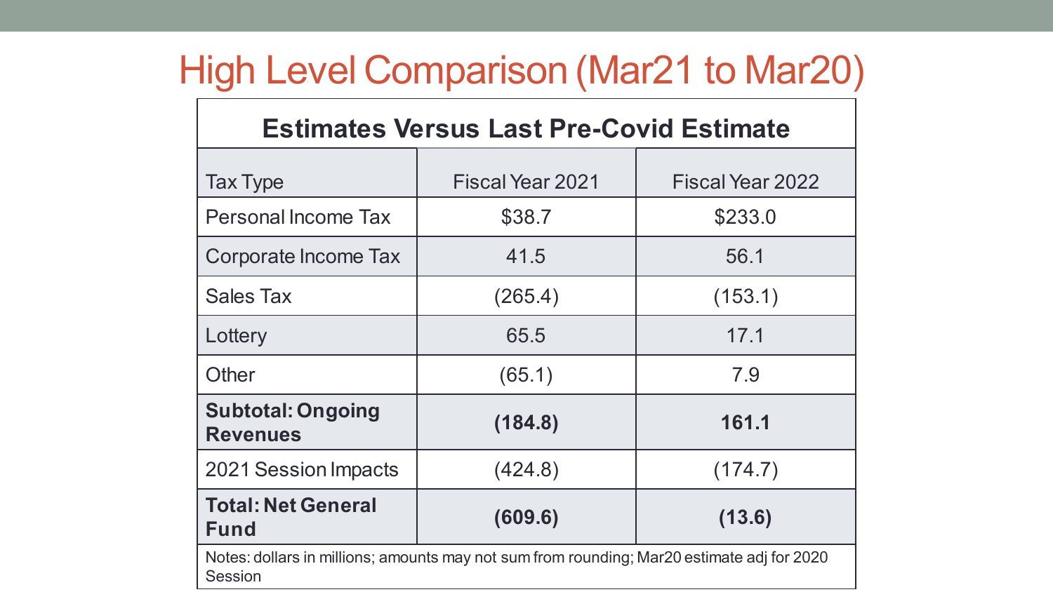# High Level Comparison (Mar21 to Mar20)

| Estimates Versus Last Pre-Covid Estimate | | |
|---|---|---|
| Tax Type | Fiscal Year 2021 | Fiscal Year 2022 |
| Personal Income Tax | $38.7 | $233.0 |
| Corporate Income Tax | 41.5 | 56.1 |
| Sales Tax | (265.4) | (153.1) |
| Lottery | 65.5 | 17.1 |
| Other | (65.1) | 7.9 |
| **Subtotal: Ongoing Revenues** | **(184.8)** | **161.1** |
| 2021 Session Impacts | (424.8) | (174.7) |
| **Total: Net General Fund** | **(609.6)** | **(13.6)** |

Notes: dollars in millions; amounts may not sum from rounding; Mar20 estimate adj for 2020 Session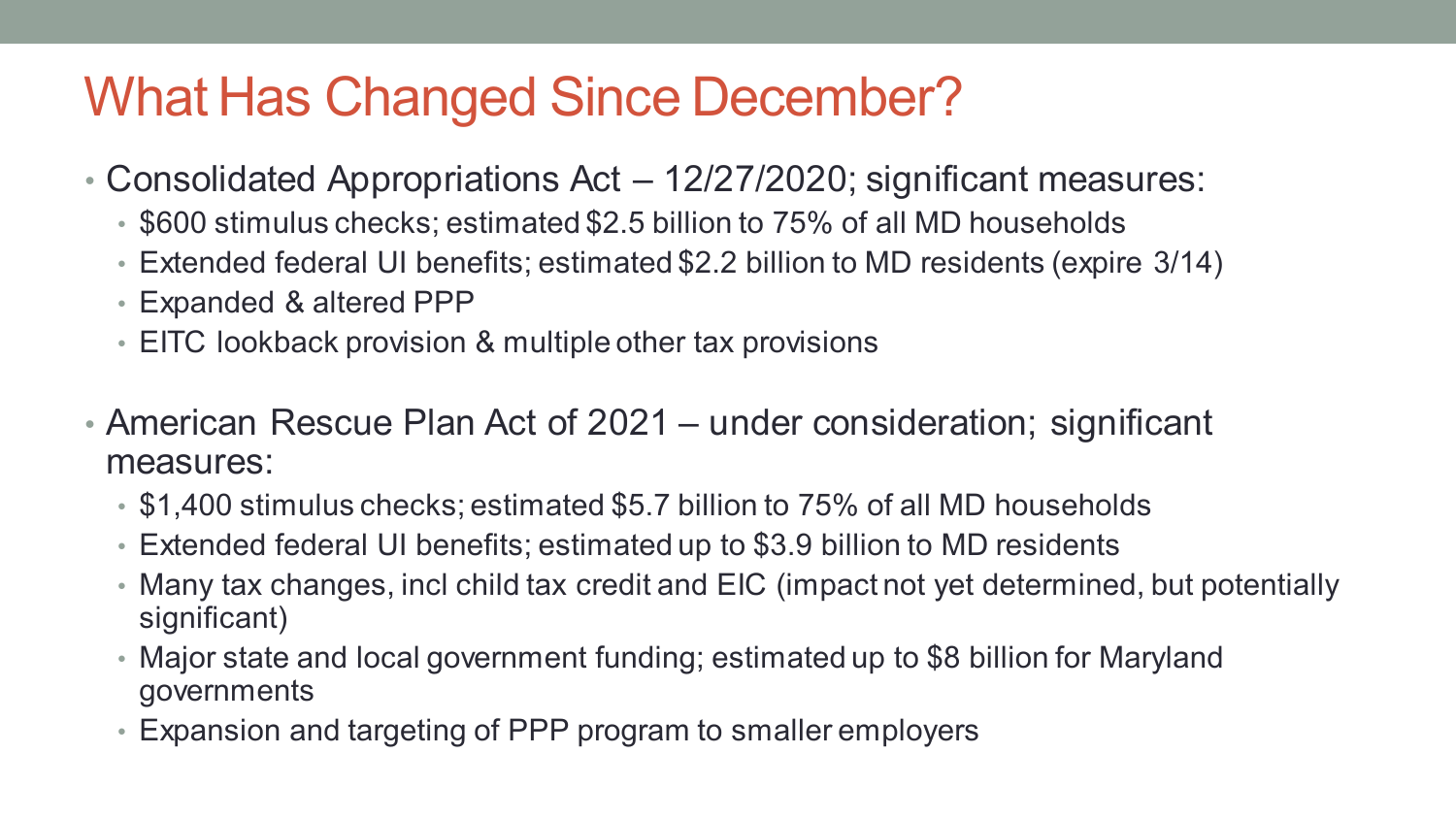# What Has Changed Since December?

- Consolidated Appropriations Act – 12/27/2020; significant measures:
  - $600 stimulus checks; estimated $2.5 billion to 75% of all MD households
  - Extended federal UI benefits; estimated $2.2 billion to MD residents (expire 3/14)
  - Expanded & altered PPP
  - EITC lookback provision & multiple other tax provisions

- American Rescue Plan Act of 2021 – under consideration; significant measures:
  - $1,400 stimulus checks; estimated $5.7 billion to 75% of all MD households
  - Extended federal UI benefits; estimated up to $3.9 billion to MD residents
  - Many tax changes, incl child tax credit and EIC (impact not yet determined, but potentially significant)
  - Major state and local government funding; estimated up to $8 billion for Maryland governments
  - Expansion and targeting of PPP program to smaller employers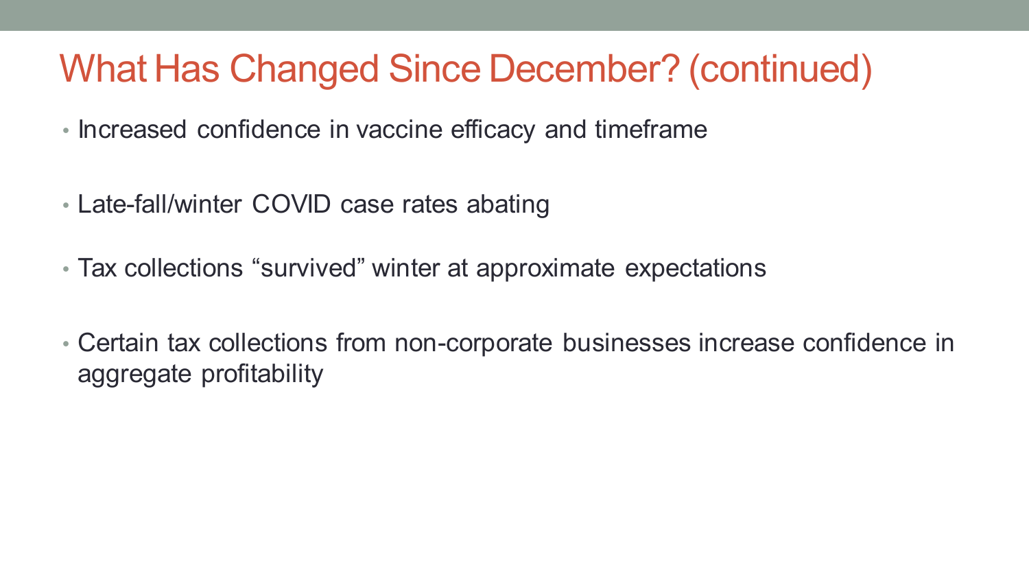# What Has Changed Since December? (continued)

- Increased confidence in vaccine efficacy and timeframe
- Late-fall/winter COVID case rates abating
- Tax collections “survived” winter at approximate expectations
- Certain tax collections from non-corporate businesses increase confidence in aggregate profitability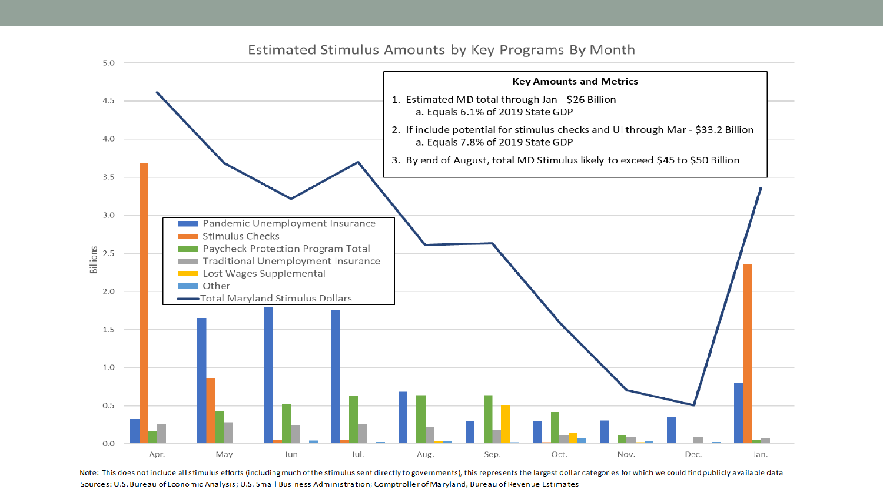## Estimated Stimulus Amounts by Key Programs By Month

**Key Amounts and Metrics**

1. Estimated MD total through Jan - $26 Billion
   a. Equals 6.1% of 2019 State GDP
2. If include potential for stimulus checks and UI through Mar - $33.2 Billion
   a. Equals 7.8% of 2019 State GDP
3. By end of August, total MD Stimulus likely to exceed $45 to $50 Billion

Note: This does not include all stimulus efforts (including much of the stimulus sent directly to governments), this represents the largest dollar categories for which we could find publicly available data

Sources: U.S. Bureau of Economic Analysis; U.S. Small Business Administration; Comptroller of Maryland, Bureau of Revenue Estimates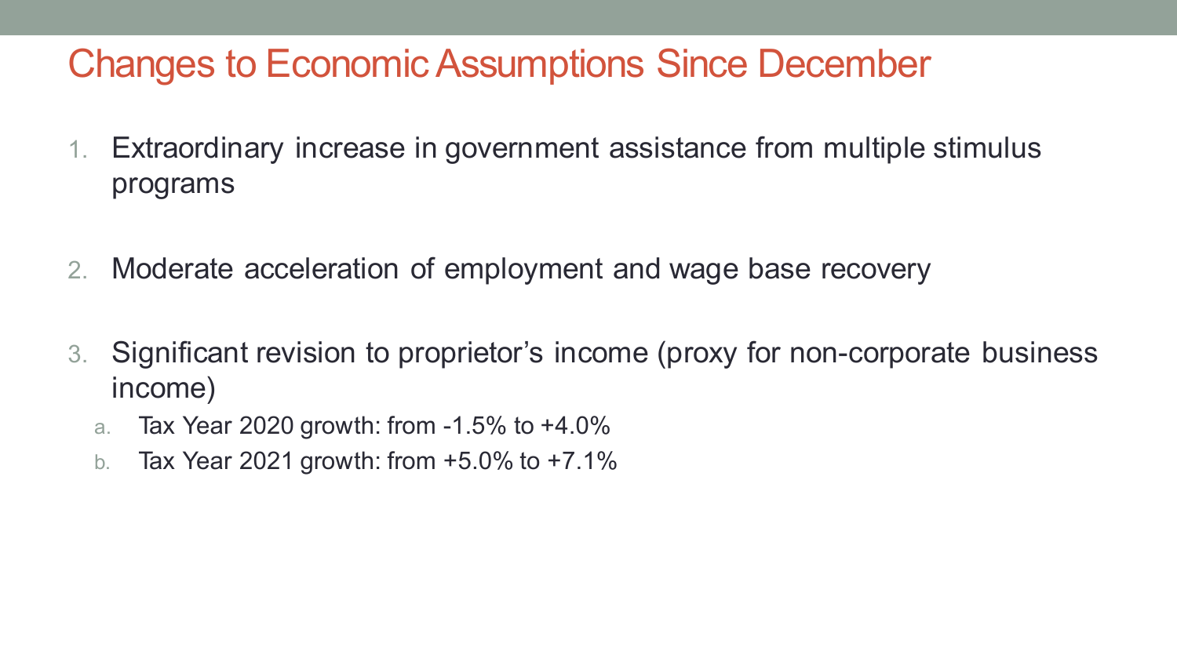# Changes to Economic Assumptions Since December

1. Extraordinary increase in government assistance from multiple stimulus programs

2. Moderate acceleration of employment and wage base recovery

3. Significant revision to proprietor's income (proxy for non-corporate business income)
   a. Tax Year 2020 growth: from -1.5% to +4.0%
   b. Tax Year 2021 growth: from +5.0% to +7.1%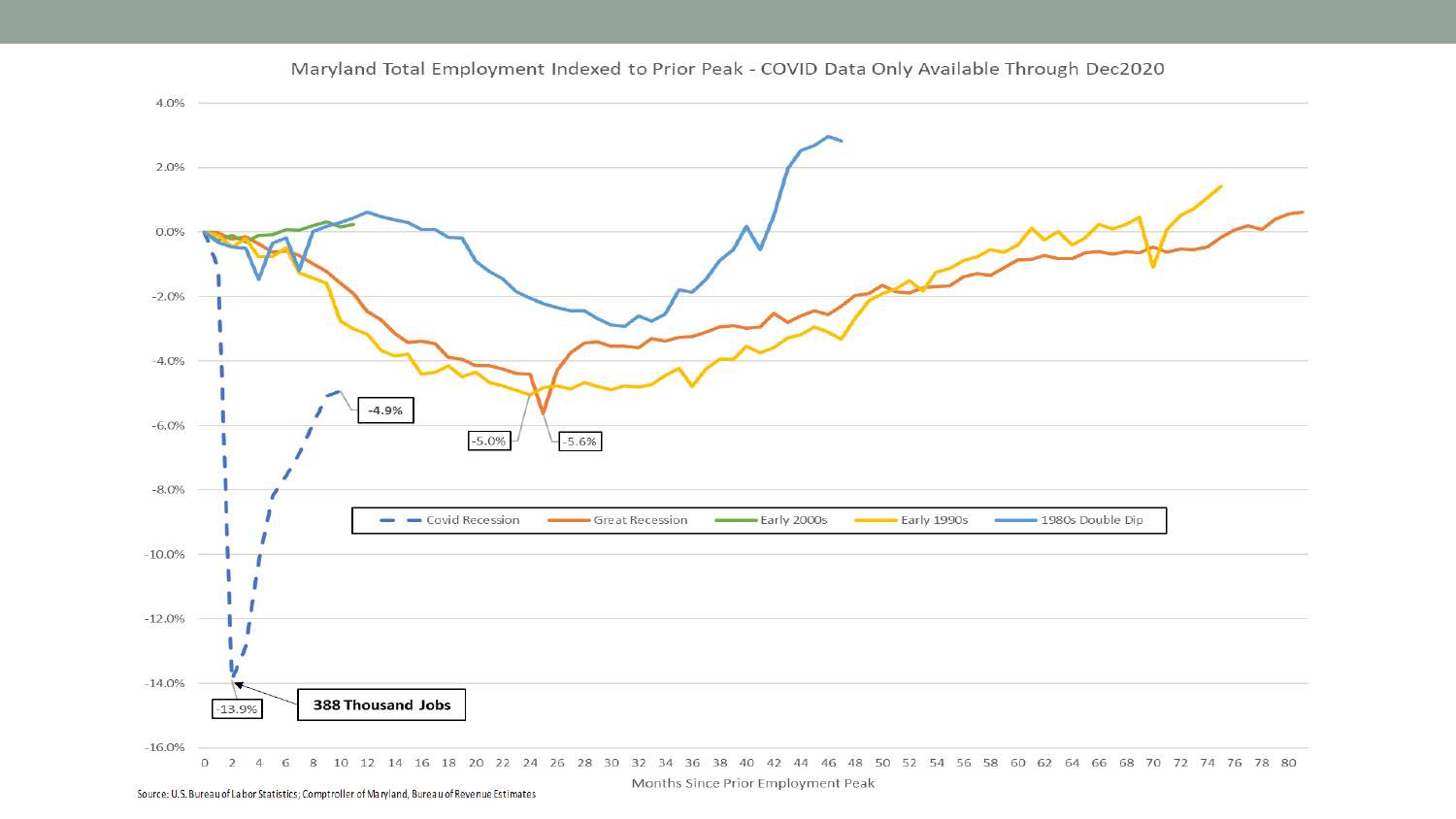Maryland Total Employment Indexed to Prior Peak - COVID Data Only Available Through Dec2020

Legend: Covid Recession, Great Recession, Early 2000s, Early 1990s, 1980s Double Dip

Annotations: -13.9%; 388 Thousand Jobs; -4.9%; -5.0%; -5.6%

Months Since Prior Employment Peak

Source: U.S. Bureau of Labor Statistics; Comptroller of Maryland, Bureau of Revenue Estimates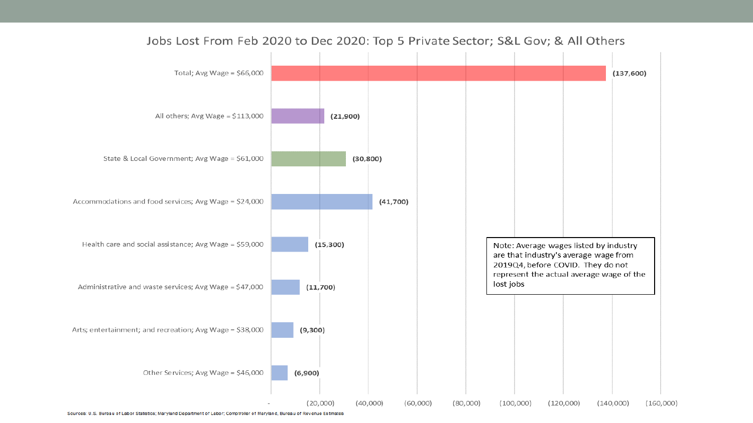## Jobs Lost From Feb 2020 to Dec 2020: Top 5 Private Sector; S&L Gov; & All Others

| Category | Jobs Lost |
| --- | --- |
| Total; Avg Wage = $66,000 | (137,600) |
| All others; Avg Wage = $113,000 | (21,900) |
| State & Local Government; Avg Wage = $61,000 | (30,800) |
| Accommodations and food services; Avg Wage = $24,000 | (41,700) |
| Health care and social assistance; Avg Wage = $59,000 | (15,300) |
| Administrative and waste services; Avg Wage = $47,000 | (11,700) |
| Arts; entertainment; and recreation; Avg Wage = $38,000 | (9,300) |
| Other Services; Avg Wage = $46,000 | (6,900) |

Note: Average wages listed by industry are that industry's average wage from 2019Q4, before COVID. They do not represent the actual average wage of the lost jobs

Sources: U.S. Bureau of Labor Statistics; Maryland Department of Labor; Comptroller of Maryland, Bureau of Revenue Estimates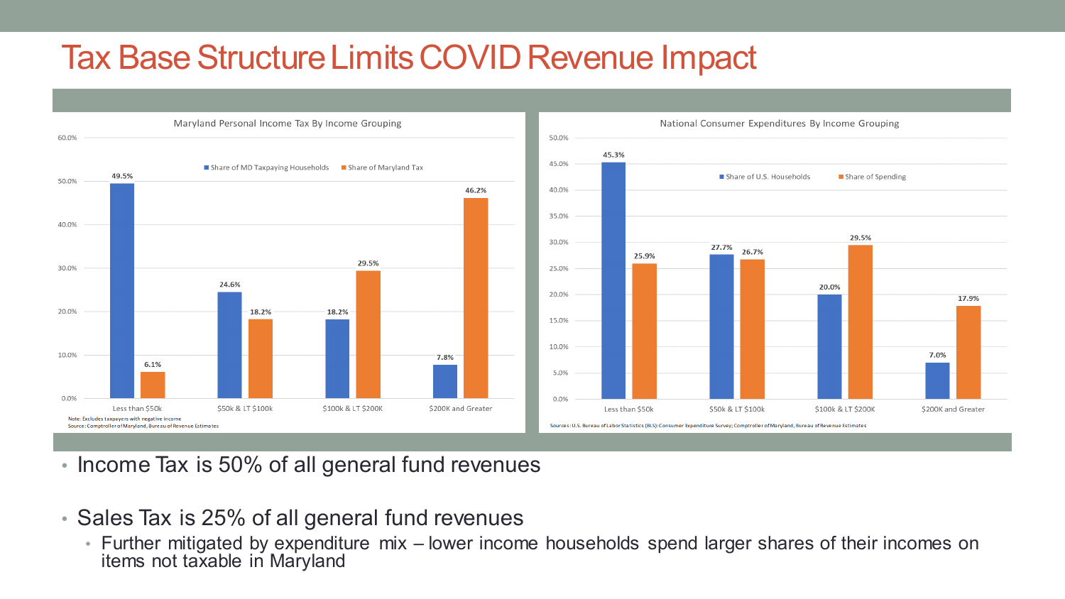# Tax Base Structure Limits COVID Revenue Impact

**Maryland Personal Income Tax By Income Grouping**

| Income Grouping | Share of MD Taxpaying Households | Share of Maryland Tax |
| --- | --- | --- |
| Less than $50k | 49.5% | 6.1% |
| $50k & LT $100k | 24.6% | 18.2% |
| $100k & LT $200K | 18.2% | 29.5% |
| $200K and Greater | 7.8% | 46.2% |

Note: Excludes taxpayers with negative income
Source: Comptroller of Maryland, Bureau of Revenue Estimates

**National Consumer Expenditures By Income Grouping**

| Income Grouping | Share of U.S. Households | Share of Spending |
| --- | --- | --- |
| Less than $50k | 45.3% | 25.9% |
| $50k & LT $100k | 27.7% | 26.7% |
| $100k & LT $200K | 20.0% | 29.5% |
| $200K and Greater | 7.0% | 17.9% |

Sources: U.S. Bureau of Labor Statistics (BLS): Consumer Expenditure Survey; Comptroller of Maryland, Bureau of Revenue Estimates

- Income Tax is 50% of all general fund revenues
- Sales Tax is 25% of all general fund revenues
  - Further mitigated by expenditure mix – lower income households spend larger shares of their incomes on items not taxable in Maryland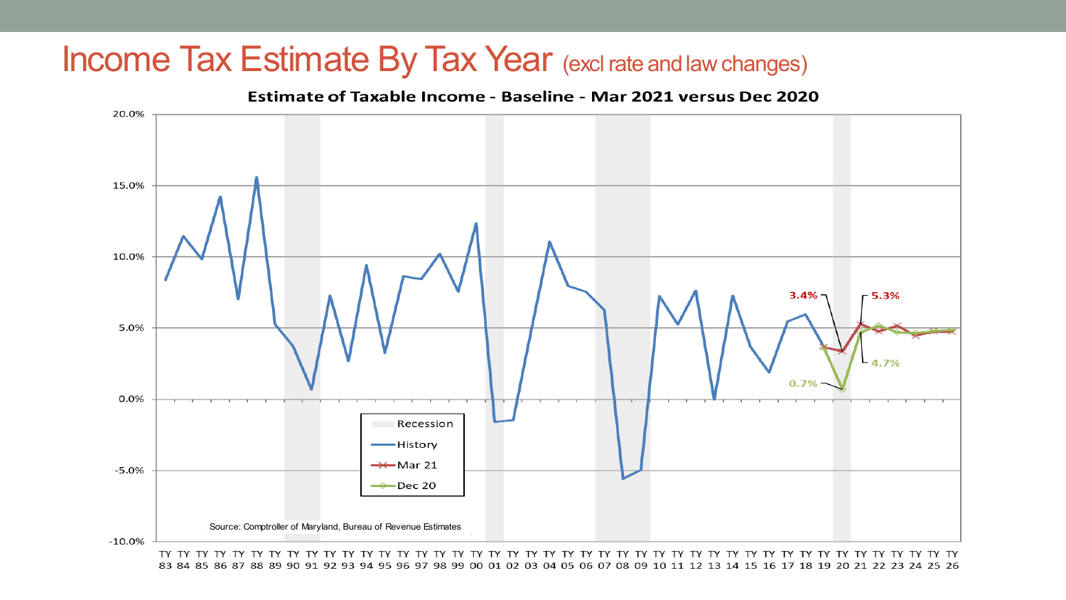# Income Tax Estimate By Tax Year (excl rate and law changes)

**Estimate of Taxable Income - Baseline - Mar 2021 versus Dec 2020**

Legend: Recession; History; Mar 21; Dec 20

Annotations: 3.4% (Mar 21, TY 20); 5.3% (Mar 21, TY 21); 0.7% (Dec 20, TY 20); 4.7% (Dec 20, TY 21)

Source: Comptroller of Maryland, Bureau of Revenue Estimates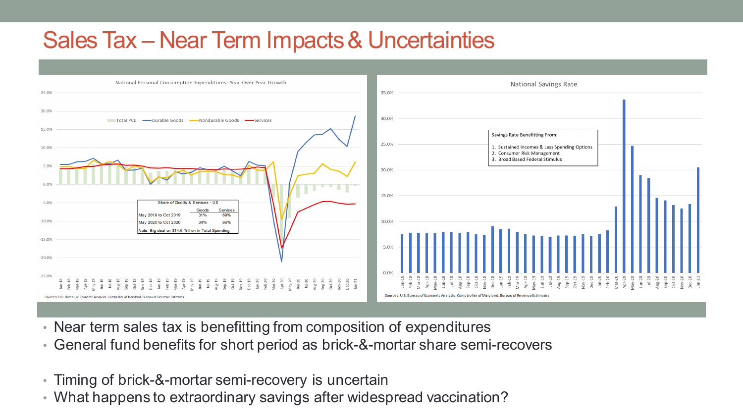# Sales Tax – Near Term Impacts & Uncertainties

National Personal Consumption Expenditures: Year-Over-Year Growth

Total PCE — Durable Goods — Nondurable Goods — Services

| Share of Goods & Services - US | Goods | Services |
| --- | --- | --- |
| May 2019 to Oct 2019 | 31% | 69% |
| May 2020 to Oct 2020 | 34% | 66% |

Note: Big deal on $14.6 Trillion in Total Spending

Sources: U.S. Bureau of Economic Analysis; Comptroller of Maryland, Bureau of Revenue Estimates

National Savings Rate

Savings Rate Benefitting From:

1. Sustained Incomes & Less Spending Options
2. Consumer Risk Management
3. Broad Based Federal Stimulus

Sources: U.S. Bureau of Economic Analysis; Comptroller of Maryland, Bureau of Revenue Estimates

- Near term sales tax is benefitting from composition of expenditures
- General fund benefits for short period as brick-&-mortar share semi-recovers

- Timing of brick-&-mortar semi-recovery is uncertain
- What happens to extraordinary savings after widespread vaccination?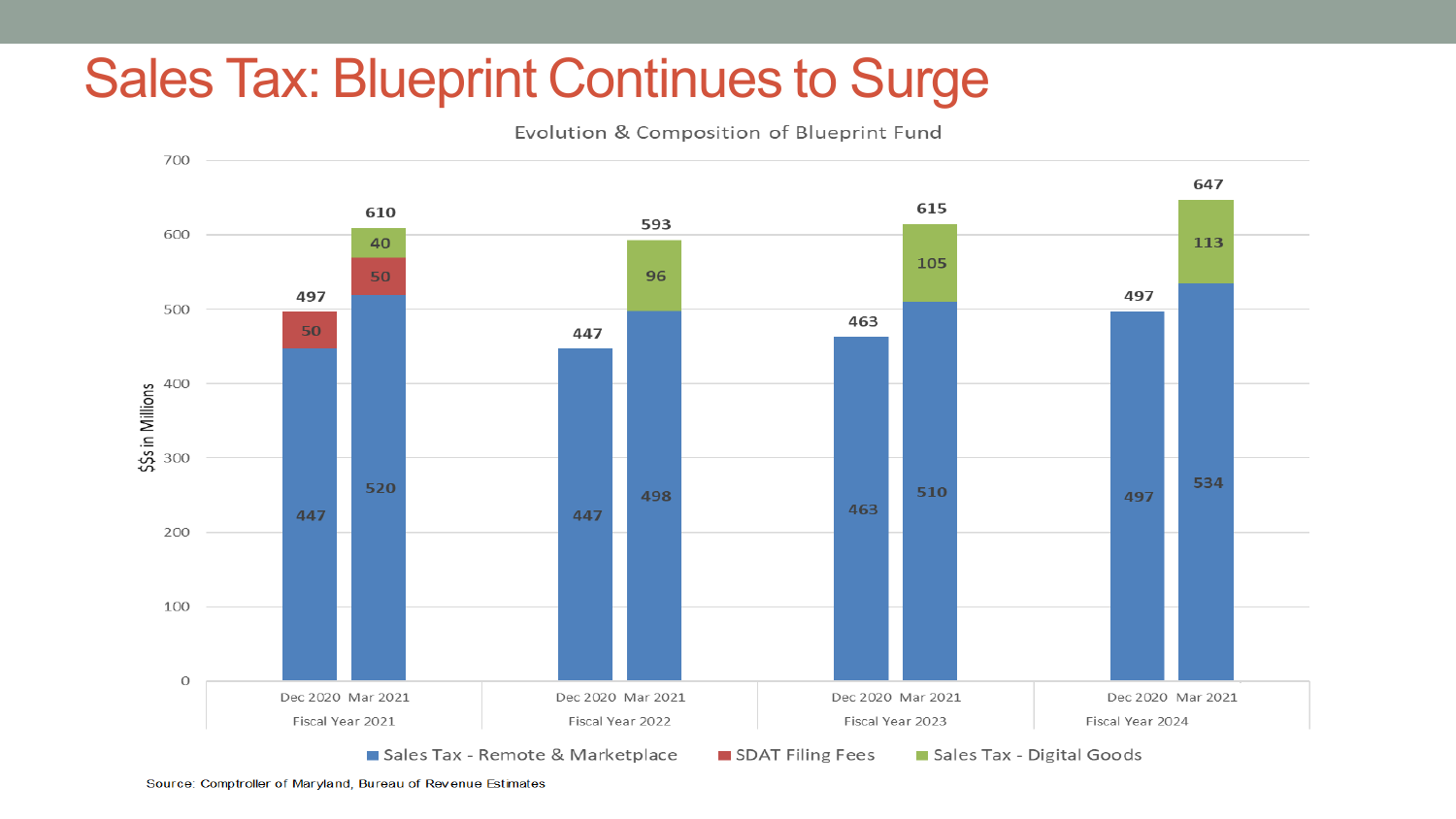# Sales Tax: Blueprint Continues to Surge

Evolution & Composition of Blueprint Fund

| Fiscal Year | Estimate | Sales Tax - Remote & Marketplace | SDAT Filing Fees | Sales Tax - Digital Goods | Total |
|---|---|---|---|---|---|
| Fiscal Year 2021 | Dec 2020 | 447 | 50 | | 497 |
| | Mar 2021 | 520 | 50 | 40 | 610 |
| Fiscal Year 2022 | Dec 2020 | 447 | | | 447 |
| | Mar 2021 | 498 | | 96 | 593 |
| Fiscal Year 2023 | Dec 2020 | 463 | | | 463 |
| | Mar 2021 | 510 | | 105 | 615 |
| Fiscal Year 2024 | Dec 2020 | 497 | | | 497 |
| | Mar 2021 | 534 | | 113 | 647 |

$$s in Millions

Source: Comptroller of Maryland, Bureau of Revenue Estimates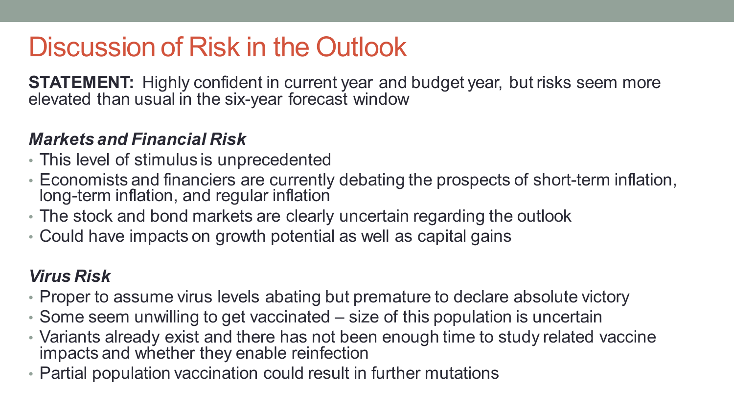# Discussion of Risk in the Outlook

**STATEMENT:** Highly confident in current year and budget year, but risks seem more elevated than usual in the six-year forecast window

### *Markets and Financial Risk*

- This level of stimulus is unprecedented
- Economists and financiers are currently debating the prospects of short-term inflation, long-term inflation, and regular inflation
- The stock and bond markets are clearly uncertain regarding the outlook
- Could have impacts on growth potential as well as capital gains

### *Virus Risk*

- Proper to assume virus levels abating but premature to declare absolute victory
- Some seem unwilling to get vaccinated – size of this population is uncertain
- Variants already exist and there has not been enough time to study related vaccine impacts and whether they enable reinfection
- Partial population vaccination could result in further mutations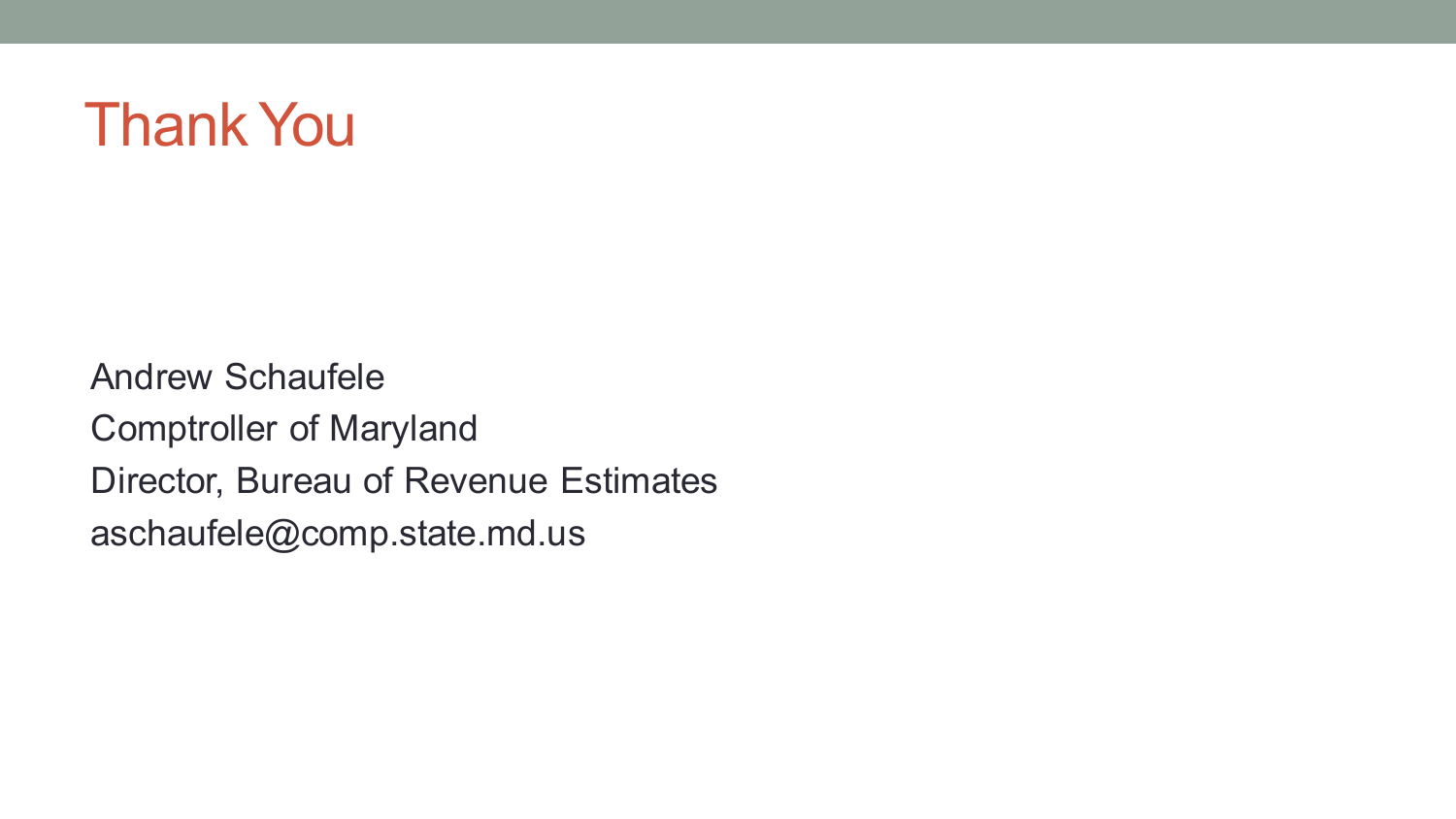# Thank You

Andrew Schaufele

Comptroller of Maryland

Director, Bureau of Revenue Estimates

aschaufele@comp.state.md.us